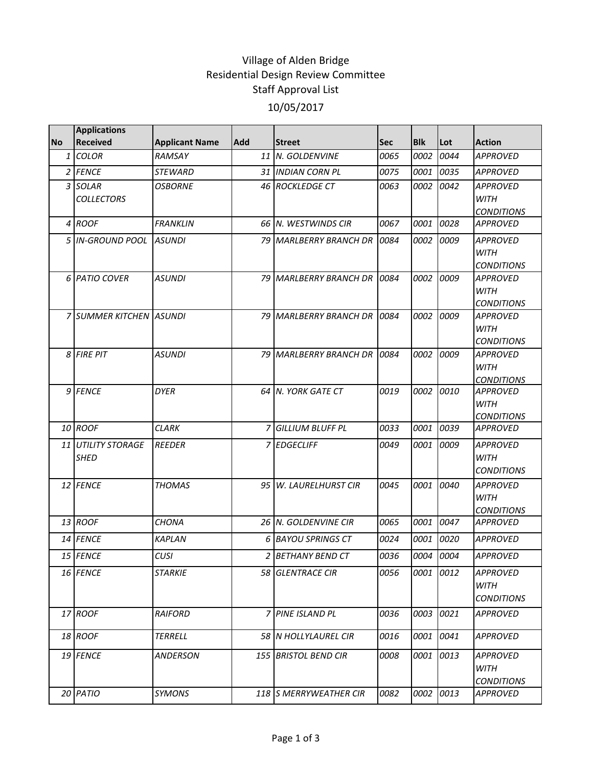# Village of Alden Bridge
## Residential Design Review Committee
## Staff Approval List
## 10/05/2017

| No | Applications Received | Applicant Name | Add | Street | Sec | Blk | Lot | Action |
|---|---|---|---|---|---|---|---|---|
| 1 | *COLOR* | *RAMSAY* | 11 | *N. GOLDENVINE* | *0065* | *0002* | *0044* | *APPROVED* |
| 2 | *FENCE* | *STEWARD* | 31 | *INDIAN CORN PL* | *0075* | *0001* | *0035* | *APPROVED* |
| 3 | *SOLAR COLLECTORS* | *OSBORNE* | 46 | *ROCKLEDGE CT* | *0063* | *0002* | *0042* | *APPROVED WITH CONDITIONS* |
| 4 | *ROOF* | *FRANKLIN* | 66 | *N. WESTWINDS CIR* | *0067* | *0001* | *0028* | *APPROVED* |
| 5 | *IN-GROUND POOL* | *ASUNDI* | 79 | *MARLBERRY BRANCH DR* | *0084* | *0002* | *0009* | *APPROVED WITH CONDITIONS* |
| 6 | *PATIO COVER* | *ASUNDI* | 79 | *MARLBERRY BRANCH DR* | *0084* | *0002* | *0009* | *APPROVED WITH CONDITIONS* |
| 7 | *SUMMER KITCHEN* | *ASUNDI* | 79 | *MARLBERRY BRANCH DR* | *0084* | *0002* | *0009* | *APPROVED WITH CONDITIONS* |
| 8 | *FIRE PIT* | *ASUNDI* | 79 | *MARLBERRY BRANCH DR* | *0084* | *0002* | *0009* | *APPROVED WITH CONDITIONS* |
| 9 | *FENCE* | *DYER* | 64 | *N. YORK GATE CT* | *0019* | *0002* | *0010* | *APPROVED WITH CONDITIONS* |
| 10 | *ROOF* | *CLARK* | 7 | *GILLIUM BLUFF PL* | *0033* | *0001* | *0039* | *APPROVED* |
| 11 | *UTILITY STORAGE SHED* | *REEDER* | 7 | *EDGECLIFF* | *0049* | *0001* | *0009* | *APPROVED WITH CONDITIONS* |
| 12 | *FENCE* | *THOMAS* | 95 | *W. LAURELHURST CIR* | *0045* | *0001* | *0040* | *APPROVED WITH CONDITIONS* |
| 13 | *ROOF* | *CHONA* | 26 | *N. GOLDENVINE CIR* | *0065* | *0001* | *0047* | *APPROVED* |
| 14 | *FENCE* | *KAPLAN* | 6 | *BAYOU SPRINGS CT* | *0024* | *0001* | *0020* | *APPROVED* |
| 15 | *FENCE* | *CUSI* | 2 | *BETHANY BEND CT* | *0036* | *0004* | *0004* | *APPROVED* |
| 16 | *FENCE* | *STARKIE* | 58 | *GLENTRACE CIR* | *0056* | *0001* | *0012* | *APPROVED WITH CONDITIONS* |
| 17 | *ROOF* | *RAIFORD* | 7 | *PINE ISLAND PL* | *0036* | *0003* | *0021* | *APPROVED* |
| 18 | *ROOF* | *TERRELL* | 58 | *N HOLLYLAUREL CIR* | *0016* | *0001* | *0041* | *APPROVED* |
| 19 | *FENCE* | *ANDERSON* | 155 | *BRISTOL BEND CIR* | *0008* | *0001* | *0013* | *APPROVED WITH CONDITIONS* |
| 20 | *PATIO* | *SYMONS* | 118 | *S MERRYWEATHER CIR* | *0082* | *0002* | *0013* | *APPROVED* |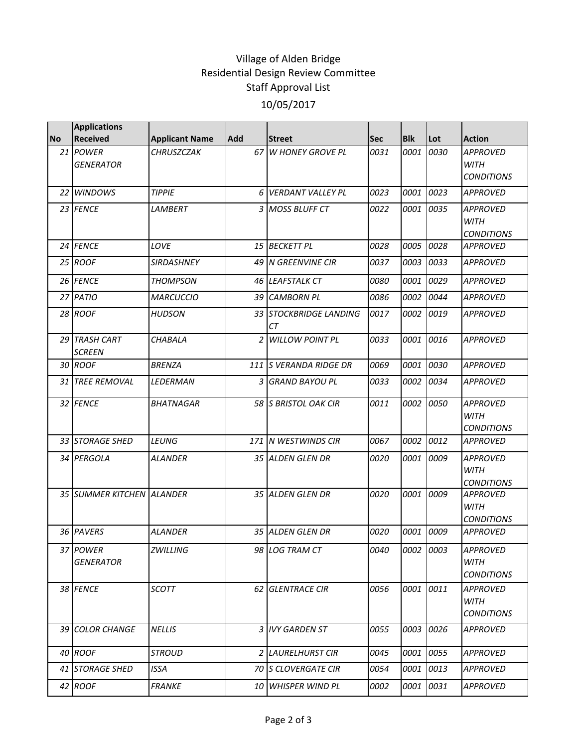Village of Alden Bridge
Residential Design Review Committee
Staff Approval List
10/05/2017

| No | Applications Received | Applicant Name | Add | Street | Sec | Blk | Lot | Action |
|---|---|---|---|---|---|---|---|---|
| 21 | *POWER GENERATOR* | *CHRUSZCZAK* | 67 | *W HONEY GROVE PL* | *0031* | *0001* | *0030* | *APPROVED WITH CONDITIONS* |
| 22 | *WINDOWS* | *TIPPIE* | 6 | *VERDANT VALLEY PL* | *0023* | *0001* | *0023* | *APPROVED* |
| 23 | *FENCE* | *LAMBERT* | 3 | *MOSS BLUFF CT* | *0022* | *0001* | *0035* | *APPROVED WITH CONDITIONS* |
| 24 | *FENCE* | *LOVE* | 15 | *BECKETT PL* | *0028* | *0005* | *0028* | *APPROVED* |
| 25 | *ROOF* | *SIRDASHNEY* | 49 | *N GREENVINE CIR* | *0037* | *0003* | *0033* | *APPROVED* |
| 26 | *FENCE* | *THOMPSON* | 46 | *LEAFSTALK CT* | *0080* | *0001* | *0029* | *APPROVED* |
| 27 | *PATIO* | *MARCUCCIO* | 39 | *CAMBORN PL* | *0086* | *0002* | *0044* | *APPROVED* |
| 28 | *ROOF* | *HUDSON* | 33 | *STOCKBRIDGE LANDING CT* | *0017* | *0002* | *0019* | *APPROVED* |
| 29 | *TRASH CART SCREEN* | *CHABALA* | 2 | *WILLOW POINT PL* | *0033* | *0001* | *0016* | *APPROVED* |
| 30 | *ROOF* | *BRENZA* | 111 | *S VERANDA RIDGE DR* | *0069* | *0001* | *0030* | *APPROVED* |
| 31 | *TREE REMOVAL* | *LEDERMAN* | 3 | *GRAND BAYOU PL* | *0033* | *0002* | *0034* | *APPROVED* |
| 32 | *FENCE* | *BHATNAGAR* | 58 | *S BRISTOL OAK CIR* | *0011* | *0002* | *0050* | *APPROVED WITH CONDITIONS* |
| 33 | *STORAGE SHED* | *LEUNG* | 171 | *N WESTWINDS CIR* | *0067* | *0002* | *0012* | *APPROVED* |
| 34 | *PERGOLA* | *ALANDER* | 35 | *ALDEN GLEN DR* | *0020* | *0001* | *0009* | *APPROVED WITH CONDITIONS* |
| 35 | *SUMMER KITCHEN* | *ALANDER* | 35 | *ALDEN GLEN DR* | *0020* | *0001* | *0009* | *APPROVED WITH CONDITIONS* |
| 36 | *PAVERS* | *ALANDER* | 35 | *ALDEN GLEN DR* | *0020* | *0001* | *0009* | *APPROVED* |
| 37 | *POWER GENERATOR* | *ZWILLING* | 98 | *LOG TRAM CT* | *0040* | *0002* | *0003* | *APPROVED WITH CONDITIONS* |
| 38 | *FENCE* | *SCOTT* | 62 | *GLENTRACE CIR* | *0056* | *0001* | *0011* | *APPROVED WITH CONDITIONS* |
| 39 | *COLOR CHANGE* | *NELLIS* | 3 | *IVY GARDEN ST* | *0055* | *0003* | *0026* | *APPROVED* |
| 40 | *ROOF* | *STROUD* | 2 | *LAURELHURST CIR* | *0045* | *0001* | *0055* | *APPROVED* |
| 41 | *STORAGE SHED* | *ISSA* | 70 | *S CLOVERGATE CIR* | *0054* | *0001* | *0013* | *APPROVED* |
| 42 | *ROOF* | *FRANKE* | 10 | *WHISPER WIND PL* | *0002* | *0001* | *0031* | *APPROVED* |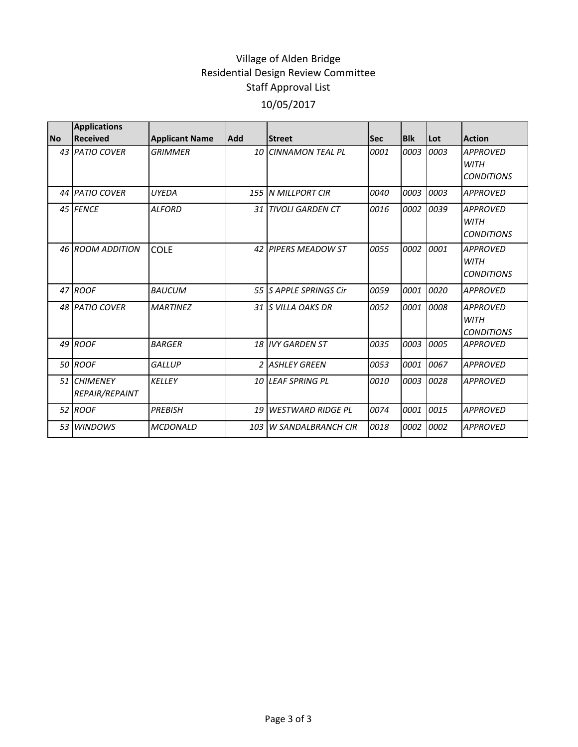# Village of Alden Bridge
## Residential Design Review Committee
## Staff Approval List
## 10/05/2017

| No | Applications Received | Applicant Name | Add | Street | Sec | Blk | Lot | Action |
|---|---|---|---|---|---|---|---|---|
| 43 | PATIO COVER | GRIMMER | 10 | CINNAMON TEAL PL | 0001 | 0003 | 0003 | APPROVED WITH CONDITIONS |
| 44 | PATIO COVER | UYEDA | 155 | N MILLPORT CIR | 0040 | 0003 | 0003 | APPROVED |
| 45 | FENCE | ALFORD | 31 | TIVOLI GARDEN CT | 0016 | 0002 | 0039 | APPROVED WITH CONDITIONS |
| 46 | ROOM ADDITION | COLE | 42 | PIPERS MEADOW ST | 0055 | 0002 | 0001 | APPROVED WITH CONDITIONS |
| 47 | ROOF | BAUCUM | 55 | S APPLE SPRINGS Cir | 0059 | 0001 | 0020 | APPROVED |
| 48 | PATIO COVER | MARTINEZ | 31 | S VILLA OAKS DR | 0052 | 0001 | 0008 | APPROVED WITH CONDITIONS |
| 49 | ROOF | BARGER | 18 | IVY GARDEN ST | 0035 | 0003 | 0005 | APPROVED |
| 50 | ROOF | GALLUP | 2 | ASHLEY GREEN | 0053 | 0001 | 0067 | APPROVED |
| 51 | CHIMENEY REPAIR/REPAINT | KELLEY | 10 | LEAF SPRING PL | 0010 | 0003 | 0028 | APPROVED |
| 52 | ROOF | PREBISH | 19 | WESTWARD RIDGE PL | 0074 | 0001 | 0015 | APPROVED |
| 53 | WINDOWS | MCDONALD | 103 | W SANDALBRANCH CIR | 0018 | 0002 | 0002 | APPROVED |